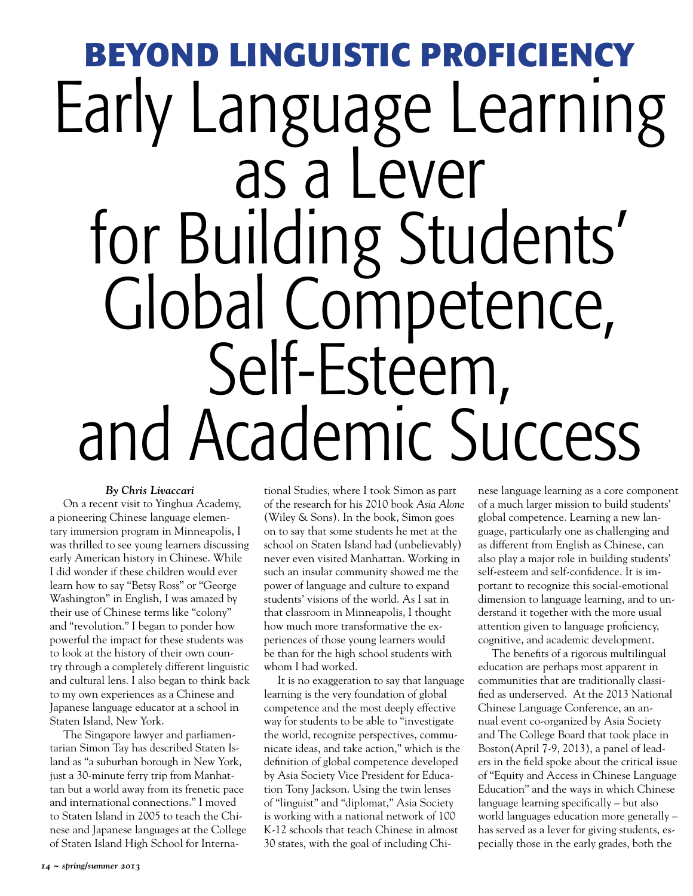# BEYOND LINGUISTIC PROFICIENCY

# Early Language Learning as a Lever for Building Students' Global Competence, Self-Esteem, and Academic Success

***By Chris Livaccari***

On a recent visit to Yinghua Academy, a pioneering Chinese language elementary immersion program in Minneapolis, I was thrilled to see young learners discussing early American history in Chinese. While I did wonder if these children would ever learn how to say "Betsy Ross" or "George Washington" in English, I was amazed by their use of Chinese terms like "colony" and "revolution." I began to ponder how powerful the impact for these students was to look at the history of their own country through a completely different linguistic and cultural lens. I also began to think back to my own experiences as a Chinese and Japanese language educator at a school in Staten Island, New York.

The Singapore lawyer and parliamentarian Simon Tay has described Staten Island as "a suburban borough in New York, just a 30-minute ferry trip from Manhattan but a world away from its frenetic pace and international connections." I moved to Staten Island in 2005 to teach the Chinese and Japanese languages at the College of Staten Island High School for International Studies, where I took Simon as part of the research for his 2010 book *Asia Alone* (Wiley & Sons). In the book, Simon goes on to say that some students he met at the school on Staten Island had (unbelievably) never even visited Manhattan. Working in such an insular community showed me the power of language and culture to expand students' visions of the world. As I sat in that classroom in Minneapolis, I thought how much more transformative the experiences of those young learners would be than for the high school students with whom I had worked.

It is no exaggeration to say that language learning is the very foundation of global competence and the most deeply effective way for students to be able to "investigate the world, recognize perspectives, communicate ideas, and take action," which is the definition of global competence developed by Asia Society Vice President for Education Tony Jackson. Using the twin lenses of "linguist" and "diplomat," Asia Society is working with a national network of 100 K-12 schools that teach Chinese in almost 30 states, with the goal of including Chinese language learning as a core component of a much larger mission to build students' global competence. Learning a new language, particularly one as challenging and as different from English as Chinese, can also play a major role in building students' self-esteem and self-confidence. It is important to recognize this social-emotional dimension to language learning, and to understand it together with the more usual attention given to language proficiency, cognitive, and academic development.

The benefits of a rigorous multilingual education are perhaps most apparent in communities that are traditionally classified as underserved. At the 2013 National Chinese Language Conference, an annual event co-organized by Asia Society and The College Board that took place in Boston(April 7-9, 2013), a panel of leaders in the field spoke about the critical issue of "Equity and Access in Chinese Language Education" and the ways in which Chinese language learning specifically – but also world languages education more generally – has served as a lever for giving students, especially those in the early grades, both the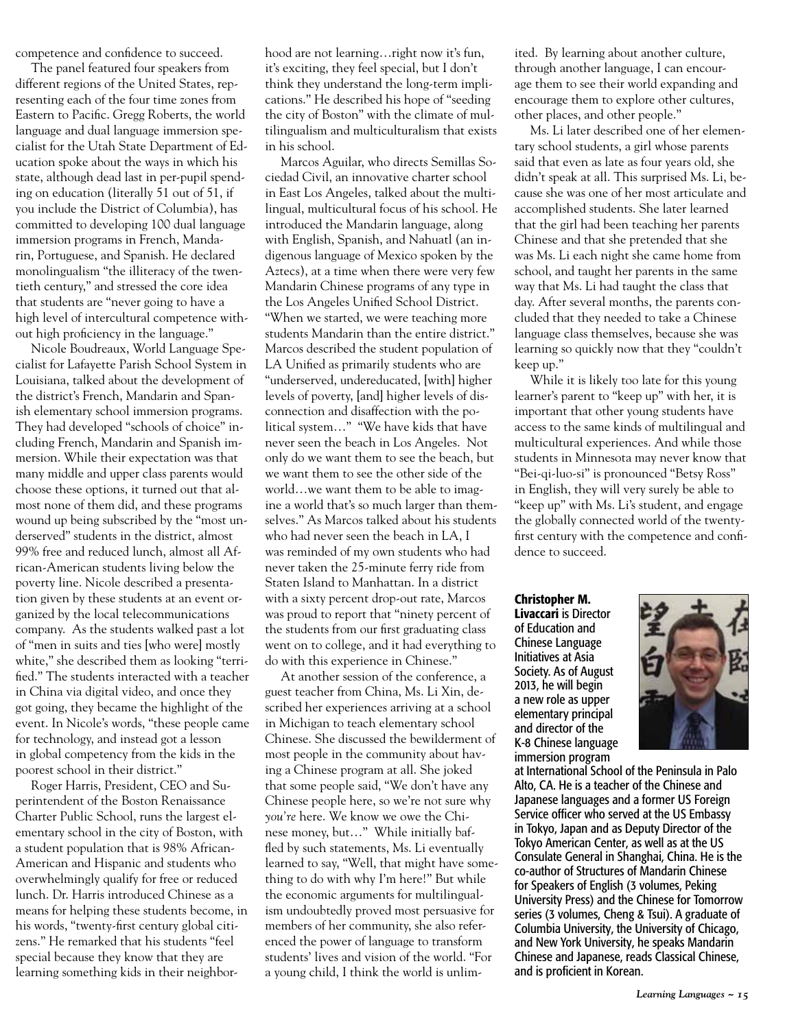competence and confidence to succeed.

The panel featured four speakers from different regions of the United States, representing each of the four time zones from Eastern to Pacific. Gregg Roberts, the world language and dual language immersion specialist for the Utah State Department of Education spoke about the ways in which his state, although dead last in per-pupil spending on education (literally 51 out of 51, if you include the District of Columbia), has committed to developing 100 dual language immersion programs in French, Mandarin, Portuguese, and Spanish. He declared monolingualism "the illiteracy of the twentieth century," and stressed the core idea that students are "never going to have a high level of intercultural competence without high proficiency in the language."

Nicole Boudreaux, World Language Specialist for Lafayette Parish School System in Louisiana, talked about the development of the district's French, Mandarin and Spanish elementary school immersion programs. They had developed "schools of choice" including French, Mandarin and Spanish immersion. While their expectation was that many middle and upper class parents would choose these options, it turned out that almost none of them did, and these programs wound up being subscribed by the "most underserved" students in the district, almost 99% free and reduced lunch, almost all African-American students living below the poverty line. Nicole described a presentation given by these students at an event organized by the local telecommunications company. As the students walked past a lot of "men in suits and ties [who were] mostly white," she described them as looking "terrified." The students interacted with a teacher in China via digital video, and once they got going, they became the highlight of the event. In Nicole's words, "these people came for technology, and instead got a lesson in global competency from the kids in the poorest school in their district."

Roger Harris, President, CEO and Superintendent of the Boston Renaissance Charter Public School, runs the largest elementary school in the city of Boston, with a student population that is 98% African-American and Hispanic and students who overwhelmingly qualify for free or reduced lunch. Dr. Harris introduced Chinese as a means for helping these students become, in his words, "twenty-first century global citizens." He remarked that his students "feel special because they know that they are learning something kids in their neighborhood are not learning…right now it's fun, it's exciting, they feel special, but I don't think they understand the long-term implications." He described his hope of "seeding the city of Boston" with the climate of multilingualism and multiculturalism that exists in his school.

Marcos Aguilar, who directs Semillas Sociedad Civil, an innovative charter school in East Los Angeles, talked about the multilingual, multicultural focus of his school. He introduced the Mandarin language, along with English, Spanish, and Nahuatl (an indigenous language of Mexico spoken by the Aztecs), at a time when there were very few Mandarin Chinese programs of any type in the Los Angeles Unified School District. "When we started, we were teaching more students Mandarin than the entire district." Marcos described the student population of LA Unified as primarily students who are "underserved, undereducated, [with] higher levels of poverty, [and] higher levels of disconnection and disaffection with the political system…" "We have kids that have never seen the beach in Los Angeles. Not only do we want them to see the beach, but we want them to see the other side of the world…we want them to be able to imagine a world that's so much larger than themselves." As Marcos talked about his students who had never seen the beach in LA, I was reminded of my own students who had never taken the 25-minute ferry ride from Staten Island to Manhattan. In a district with a sixty percent drop-out rate, Marcos was proud to report that "ninety percent of the students from our first graduating class went on to college, and it had everything to do with this experience in Chinese."

At another session of the conference, a guest teacher from China, Ms. Li Xin, described her experiences arriving at a school in Michigan to teach elementary school Chinese. She discussed the bewilderment of most people in the community about having a Chinese program at all. She joked that some people said, "We don't have any Chinese people here, so we're not sure why *you're* here. We know we owe the Chinese money, but…" While initially baffled by such statements, Ms. Li eventually learned to say, "Well, that might have something to do with why I'm here!" But while the economic arguments for multilingualism undoubtedly proved most persuasive for members of her community, she also referenced the power of language to transform students' lives and vision of the world. "For a young child, I think the world is unlimited. By learning about another culture, through another language, I can encourage them to see their world expanding and encourage them to explore other cultures, other places, and other people."

Ms. Li later described one of her elementary school students, a girl whose parents said that even as late as four years old, she didn't speak at all. This surprised Ms. Li, because she was one of her most articulate and accomplished students. She later learned that the girl had been teaching her parents Chinese and that she pretended that she was Ms. Li each night she came home from school, and taught her parents in the same way that Ms. Li had taught the class that day. After several months, the parents concluded that they needed to take a Chinese language class themselves, because she was learning so quickly now that they "couldn't keep up."

While it is likely too late for this young learner's parent to "keep up" with her, it is important that other young students have access to the same kinds of multilingual and multicultural experiences. And while those students in Minnesota may never know that "Bei-qi-luo-si" is pronounced "Betsy Ross" in English, they will very surely be able to "keep up" with Ms. Li's student, and engage the globally connected world of the twenty-first century with the competence and confidence to succeed.

**Christopher M. Livaccari** is Director of Education and Chinese Language Initiatives at Asia Society. As of August 2013, he will begin a new role as upper elementary principal and director of the K-8 Chinese language immersion program at International School of the Peninsula in Palo Alto, CA. He is a teacher of the Chinese and Japanese languages and a former US Foreign Service officer who served at the US Embassy in Tokyo, Japan and as Deputy Director of the Tokyo American Center, as well as at the US Consulate General in Shanghai, China. He is the co-author of Structures of Mandarin Chinese for Speakers of English (3 volumes, Peking University Press) and the Chinese for Tomorrow series (3 volumes, Cheng & Tsui). A graduate of Columbia University, the University of Chicago, and New York University, he speaks Mandarin Chinese and Japanese, reads Classical Chinese, and is proficient in Korean.